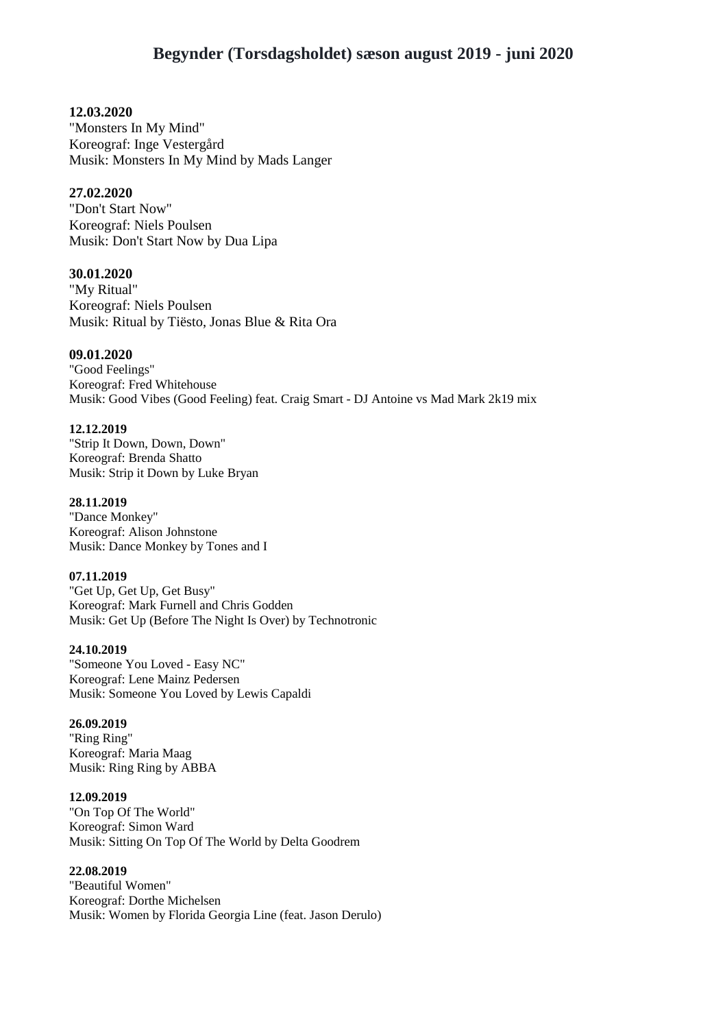# Begynder (Torsdagsholdet) sæson august 2019 - juni 2020

**12.03.2020**
"Monsters In My Mind"
Koreograf: Inge Vestergård
Musik: Monsters In My Mind by Mads Langer

**27.02.2020**
"Don't Start Now"
Koreograf: Niels Poulsen
Musik: Don't Start Now by Dua Lipa

**30.01.2020**
"My Ritual"
Koreograf: Niels Poulsen
Musik: Ritual by Tiësto, Jonas Blue & Rita Ora

**09.01.2020**
"Good Feelings"
Koreograf: Fred Whitehouse
Musik: Good Vibes (Good Feeling) feat. Craig Smart - DJ Antoine vs Mad Mark 2k19 mix

**12.12.2019**
"Strip It Down, Down, Down"
Koreograf: Brenda Shatto
Musik: Strip it Down by Luke Bryan

**28.11.2019**
"Dance Monkey"
Koreograf: Alison Johnstone
Musik: Dance Monkey by Tones and I

**07.11.2019**
"Get Up, Get Up, Get Busy"
Koreograf: Mark Furnell and Chris Godden
Musik: Get Up (Before The Night Is Over) by Technotronic

**24.10.2019**
"Someone You Loved - Easy NC"
Koreograf: Lene Mainz Pedersen
Musik: Someone You Loved by Lewis Capaldi

**26.09.2019**
"Ring Ring"
Koreograf: Maria Maag
Musik: Ring Ring by ABBA

**12.09.2019**
"On Top Of The World"
Koreograf: Simon Ward
Musik: Sitting On Top Of The World by Delta Goodrem

**22.08.2019**
"Beautiful Women"
Koreograf: Dorthe Michelsen
Musik: Women by Florida Georgia Line (feat. Jason Derulo)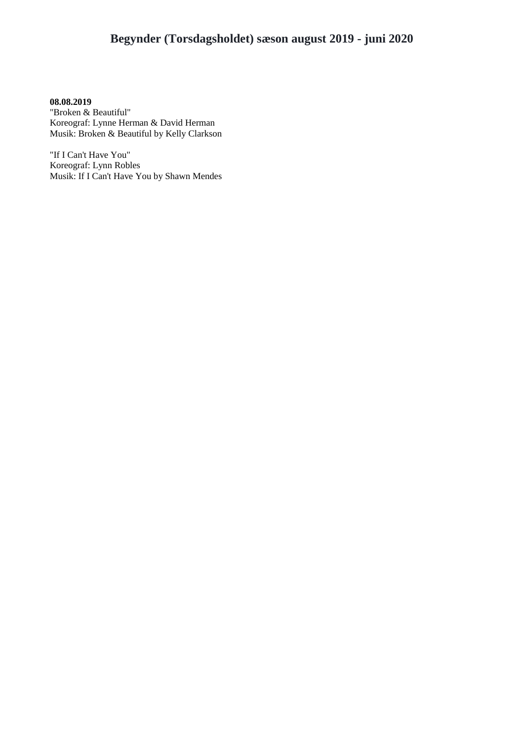# Begynder (Torsdagsholdet) sæson august 2019 - juni 2020

**08.08.2019**
"Broken & Beautiful"
Koreograf: Lynne Herman & David Herman
Musik: Broken & Beautiful by Kelly Clarkson

"If I Can't Have You"
Koreograf: Lynn Robles
Musik: If I Can't Have You by Shawn Mendes